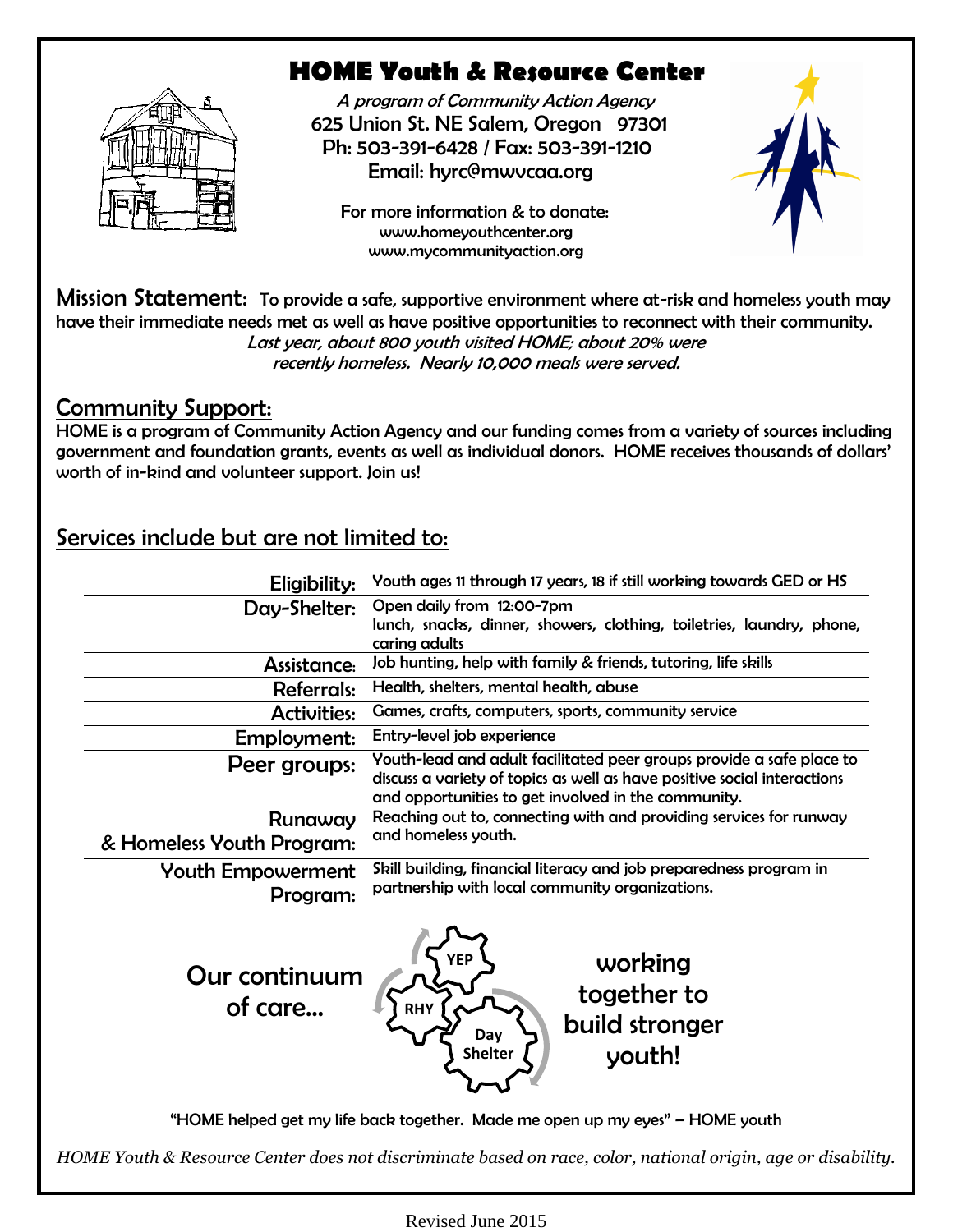# HOME Youth & Resource Center

*A program of Community Action Agency*
625 Union St. NE Salem, Oregon 97301
Ph: 503-391-6428 / Fax: 503-391-1210
Email: hyrc@mwvcaa.org

For more information & to donate:
www.homeyouthcenter.org
www.mycommunityaction.org

**Mission Statement:** To provide a safe, supportive environment where at-risk and homeless youth may have their immediate needs met as well as have positive opportunities to reconnect with their community.
*Last year, about 800 youth visited HOME; about 20% were recently homeless. Nearly 10,000 meals were served.*

## Community Support:

HOME is a program of Community Action Agency and our funding comes from a variety of sources including government and foundation grants, events as well as individual donors. HOME receives thousands of dollars' worth of in-kind and volunteer support. Join us!

## Services include but are not limited to:

| | |
|---|---|
| Eligibility: | Youth ages 11 through 17 years, 18 if still working towards GED or HS |
| Day-Shelter: | Open daily from 12:00-7pm<br>lunch, snacks, dinner, showers, clothing, toiletries, laundry, phone, caring adults |
| Assistance: | Job hunting, help with family & friends, tutoring, life skills |
| Referrals: | Health, shelters, mental health, abuse |
| Activities: | Games, crafts, computers, sports, community service |
| Employment: | Entry-level job experience |
| Peer groups: | Youth-lead and adult facilitated peer groups provide a safe place to discuss a variety of topics as well as have positive social interactions and opportunities to get involved in the community. |
| Runaway & Homeless Youth Program: | Reaching out to, connecting with and providing services for runway and homeless youth. |
| Youth Empowerment Program: | Skill building, financial literacy and job preparedness program in partnership with local community organizations. |

Our continuum of care... YEP, RHY, Day Shelter ... working together to build stronger youth!

"HOME helped get my life back together. Made me open up my eyes" – HOME youth

*HOME Youth & Resource Center does not discriminate based on race, color, national origin, age or disability.*

Revised June 2015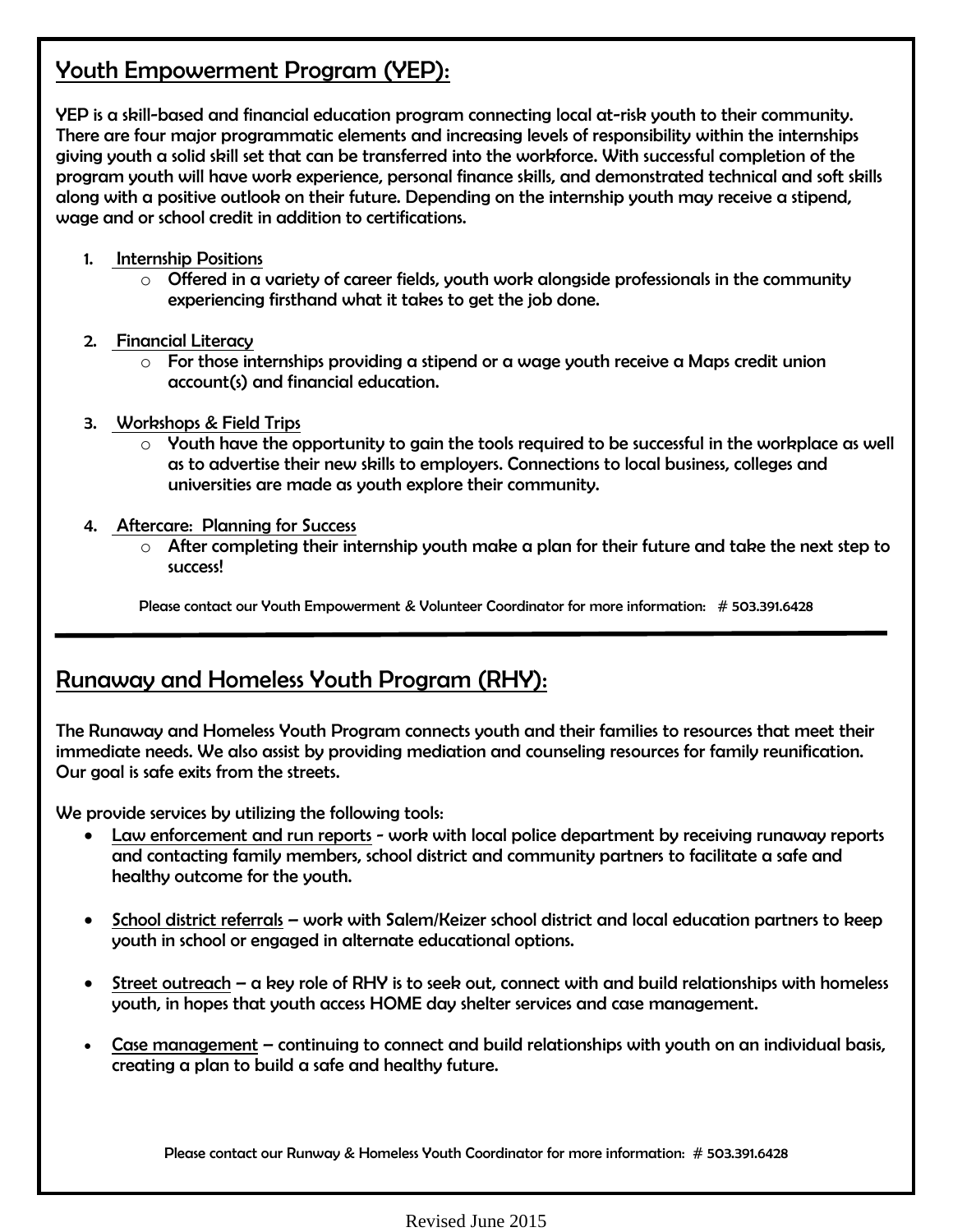## Youth Empowerment Program (YEP):

YEP is a skill-based and financial education program connecting local at-risk youth to their community. There are four major programmatic elements and increasing levels of responsibility within the internships giving youth a solid skill set that can be transferred into the workforce. With successful completion of the program youth will have work experience, personal finance skills, and demonstrated technical and soft skills along with a positive outlook on their future. Depending on the internship youth may receive a stipend, wage and or school credit in addition to certifications.

1. Internship Positions
   - Offered in a variety of career fields, youth work alongside professionals in the community experiencing firsthand what it takes to get the job done.

2. Financial Literacy
   - For those internships providing a stipend or a wage youth receive a Maps credit union account(s) and financial education.

3. Workshops & Field Trips
   - Youth have the opportunity to gain the tools required to be successful in the workplace as well as to advertise their new skills to employers. Connections to local business, colleges and universities are made as youth explore their community.

4. Aftercare: Planning for Success
   - After completing their internship youth make a plan for their future and take the next step to success!

Please contact our Youth Empowerment & Volunteer Coordinator for more information: # 503.391.6428

---

## Runaway and Homeless Youth Program (RHY):

The Runaway and Homeless Youth Program connects youth and their families to resources that meet their immediate needs. We also assist by providing mediation and counseling resources for family reunification. Our goal is safe exits from the streets.

We provide services by utilizing the following tools:

- Law enforcement and run reports - work with local police department by receiving runaway reports and contacting family members, school district and community partners to facilitate a safe and healthy outcome for the youth.
- School district referrals – work with Salem/Keizer school district and local education partners to keep youth in school or engaged in alternate educational options.
- Street outreach – a key role of RHY is to seek out, connect with and build relationships with homeless youth, in hopes that youth access HOME day shelter services and case management.
- Case management – continuing to connect and build relationships with youth on an individual basis, creating a plan to build a safe and healthy future.

Please contact our Runway & Homeless Youth Coordinator for more information: # 503.391.6428

Revised June 2015